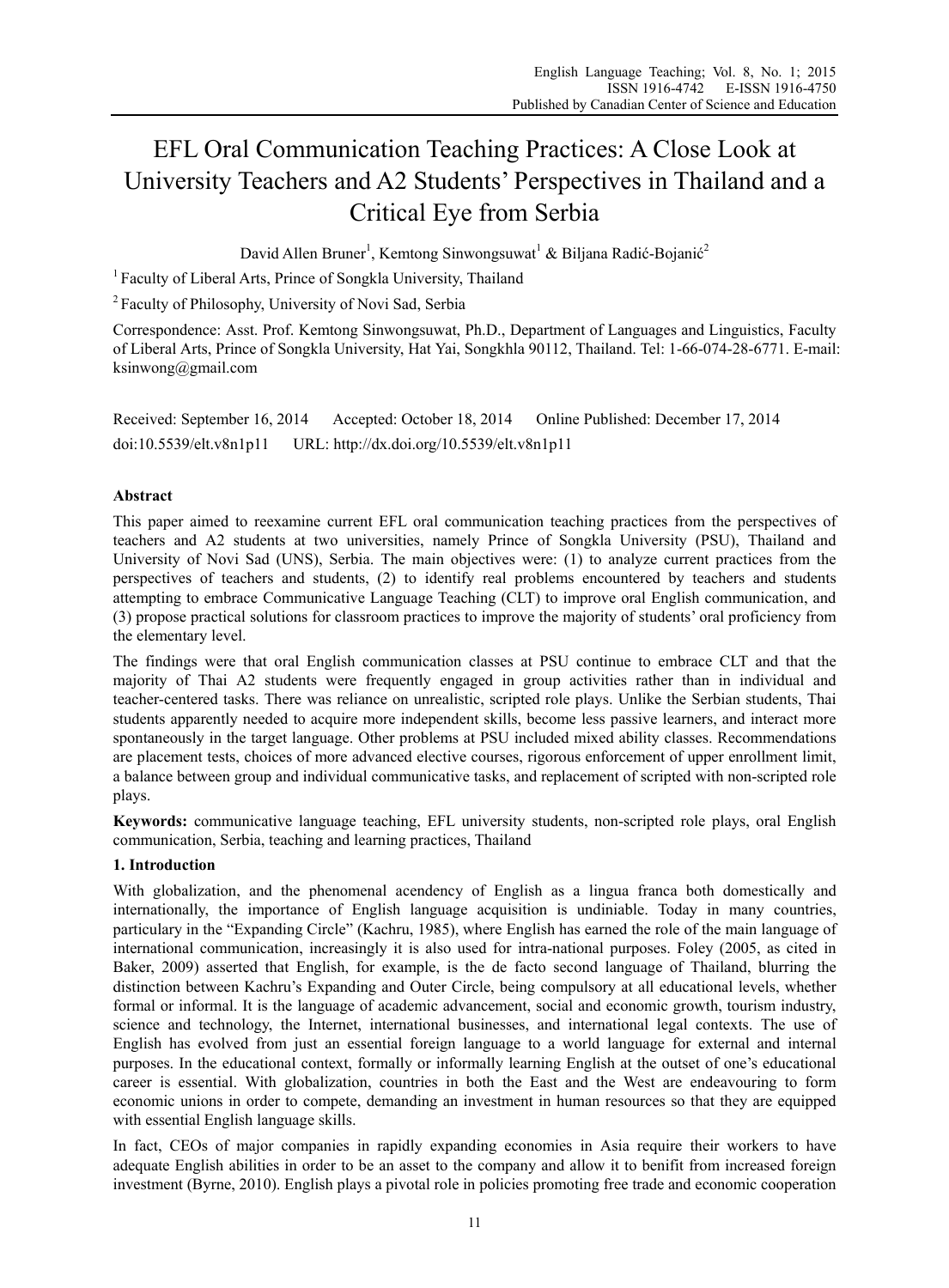# EFL Oral Communication Teaching Practices: A Close Look at University Teachers and A2 Students' Perspectives in Thailand and a Critical Eye from Serbia

David Allen Bruner[1], Kemtong Sinwongsuwat[1] & Biljana Radić-Bojanić[2]

[1] Faculty of Liberal Arts, Prince of Songkla University, Thailand

[2] Faculty of Philosophy, University of Novi Sad, Serbia

Correspondence: Asst. Prof. Kemtong Sinwongsuwat, Ph.D., Department of Languages and Linguistics, Faculty of Liberal Arts, Prince of Songkla University, Hat Yai, Songkhla 90112, Thailand. Tel: 1-66-074-28-6771. E-mail: ksinwong@gmail.com

Received: September 16, 2014 Accepted: October 18, 2014 Online Published: December 17, 2014

doi:10.5539/elt.v8n1p11 URL: http://dx.doi.org/10.5539/elt.v8n1p11

## Abstract

This paper aimed to reexamine current EFL oral communication teaching practices from the perspectives of teachers and A2 students at two universities, namely Prince of Songkla University (PSU), Thailand and University of Novi Sad (UNS), Serbia. The main objectives were: (1) to analyze current practices from the perspectives of teachers and students, (2) to identify real problems encountered by teachers and students attempting to embrace Communicative Language Teaching (CLT) to improve oral English communication, and (3) propose practical solutions for classroom practices to improve the majority of students' oral proficiency from the elementary level.

The findings were that oral English communication classes at PSU continue to embrace CLT and that the majority of Thai A2 students were frequently engaged in group activities rather than in individual and teacher-centered tasks. There was reliance on unrealistic, scripted role plays. Unlike the Serbian students, Thai students apparently needed to acquire more independent skills, become less passive learners, and interact more spontaneously in the target language. Other problems at PSU included mixed ability classes. Recommendations are placement tests, choices of more advanced elective courses, rigorous enforcement of upper enrollment limit, a balance between group and individual communicative tasks, and replacement of scripted with non-scripted role plays.

**Keywords:** communicative language teaching, EFL university students, non-scripted role plays, oral English communication, Serbia, teaching and learning practices, Thailand

## 1. Introduction

With globalization, and the phenomenal acendency of English as a lingua franca both domestically and internationally, the importance of English language acquisition is undiniable. Today in many countries, particulary in the "Expanding Circle" (Kachru, 1985), where English has earned the role of the main language of international communication, increasingly it is also used for intra-national purposes. Foley (2005, as cited in Baker, 2009) asserted that English, for example, is the de facto second language of Thailand, blurring the distinction between Kachru's Expanding and Outer Circle, being compulsory at all educational levels, whether formal or informal. It is the language of academic advancement, social and economic growth, tourism industry, science and technology, the Internet, international businesses, and international legal contexts. The use of English has evolved from just an essential foreign language to a world language for external and internal purposes. In the educational context, formally or informally learning English at the outset of one's educational career is essential. With globalization, countries in both the East and the West are endeavouring to form economic unions in order to compete, demanding an investment in human resources so that they are equipped with essential English language skills.

In fact, CEOs of major companies in rapidly expanding economies in Asia require their workers to have adequate English abilities in order to be an asset to the company and allow it to benifit from increased foreign investment (Byrne, 2010). English plays a pivotal role in policies promoting free trade and economic cooperation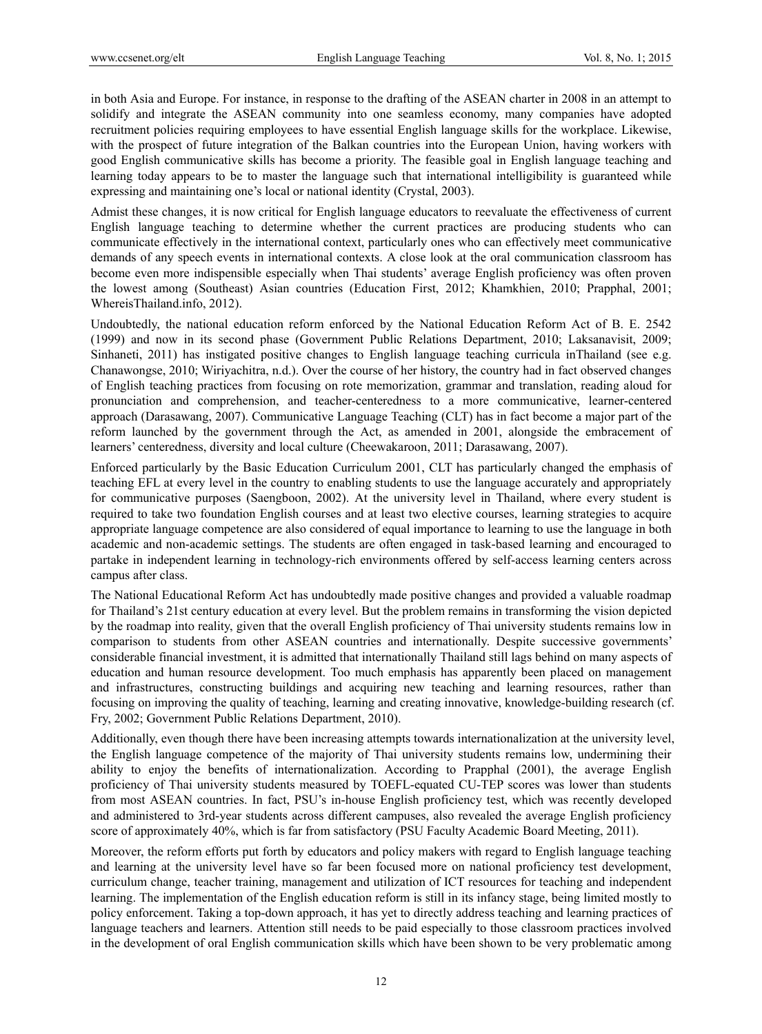in both Asia and Europe. For instance, in response to the drafting of the ASEAN charter in 2008 in an attempt to solidify and integrate the ASEAN community into one seamless economy, many companies have adopted recruitment policies requiring employees to have essential English language skills for the workplace. Likewise, with the prospect of future integration of the Balkan countries into the European Union, having workers with good English communicative skills has become a priority. The feasible goal in English language teaching and learning today appears to be to master the language such that international intelligibility is guaranteed while expressing and maintaining one's local or national identity (Crystal, 2003).

Admist these changes, it is now critical for English language educators to reevaluate the effectiveness of current English language teaching to determine whether the current practices are producing students who can communicate effectively in the international context, particularly ones who can effectively meet communicative demands of any speech events in international contexts. A close look at the oral communication classroom has become even more indispensible especially when Thai students' average English proficiency was often proven the lowest among (Southeast) Asian countries (Education First, 2012; Khamkhien, 2010; Prapphal, 2001; WhereisThailand.info, 2012).

Undoubtedly, the national education reform enforced by the National Education Reform Act of B. E. 2542 (1999) and now in its second phase (Government Public Relations Department, 2010; Laksanavisit, 2009; Sinhaneti, 2011) has instigated positive changes to English language teaching curricula inThailand (see e.g. Chanawongse, 2010; Wiriyachitra, n.d.). Over the course of her history, the country had in fact observed changes of English teaching practices from focusing on rote memorization, grammar and translation, reading aloud for pronunciation and comprehension, and teacher-centeredness to a more communicative, learner-centered approach (Darasawang, 2007). Communicative Language Teaching (CLT) has in fact become a major part of the reform launched by the government through the Act, as amended in 2001, alongside the embracement of learners' centeredness, diversity and local culture (Cheewakaroon, 2011; Darasawang, 2007).

Enforced particularly by the Basic Education Curriculum 2001, CLT has particularly changed the emphasis of teaching EFL at every level in the country to enabling students to use the language accurately and appropriately for communicative purposes (Saengboon, 2002). At the university level in Thailand, where every student is required to take two foundation English courses and at least two elective courses, learning strategies to acquire appropriate language competence are also considered of equal importance to learning to use the language in both academic and non-academic settings. The students are often engaged in task-based learning and encouraged to partake in independent learning in technology-rich environments offered by self-access learning centers across campus after class.

The National Educational Reform Act has undoubtedly made positive changes and provided a valuable roadmap for Thailand's 21st century education at every level. But the problem remains in transforming the vision depicted by the roadmap into reality, given that the overall English proficiency of Thai university students remains low in comparison to students from other ASEAN countries and internationally. Despite successive governments' considerable financial investment, it is admitted that internationally Thailand still lags behind on many aspects of education and human resource development. Too much emphasis has apparently been placed on management and infrastructures, constructing buildings and acquiring new teaching and learning resources, rather than focusing on improving the quality of teaching, learning and creating innovative, knowledge-building research (cf. Fry, 2002; Government Public Relations Department, 2010).

Additionally, even though there have been increasing attempts towards internationalization at the university level, the English language competence of the majority of Thai university students remains low, undermining their ability to enjoy the benefits of internationalization. According to Prapphal (2001), the average English proficiency of Thai university students measured by TOEFL-equated CU-TEP scores was lower than students from most ASEAN countries. In fact, PSU's in-house English proficiency test, which was recently developed and administered to 3rd-year students across different campuses, also revealed the average English proficiency score of approximately 40%, which is far from satisfactory (PSU Faculty Academic Board Meeting, 2011).

Moreover, the reform efforts put forth by educators and policy makers with regard to English language teaching and learning at the university level have so far been focused more on national proficiency test development, curriculum change, teacher training, management and utilization of ICT resources for teaching and independent learning. The implementation of the English education reform is still in its infancy stage, being limited mostly to policy enforcement. Taking a top-down approach, it has yet to directly address teaching and learning practices of language teachers and learners. Attention still needs to be paid especially to those classroom practices involved in the development of oral English communication skills which have been shown to be very problematic among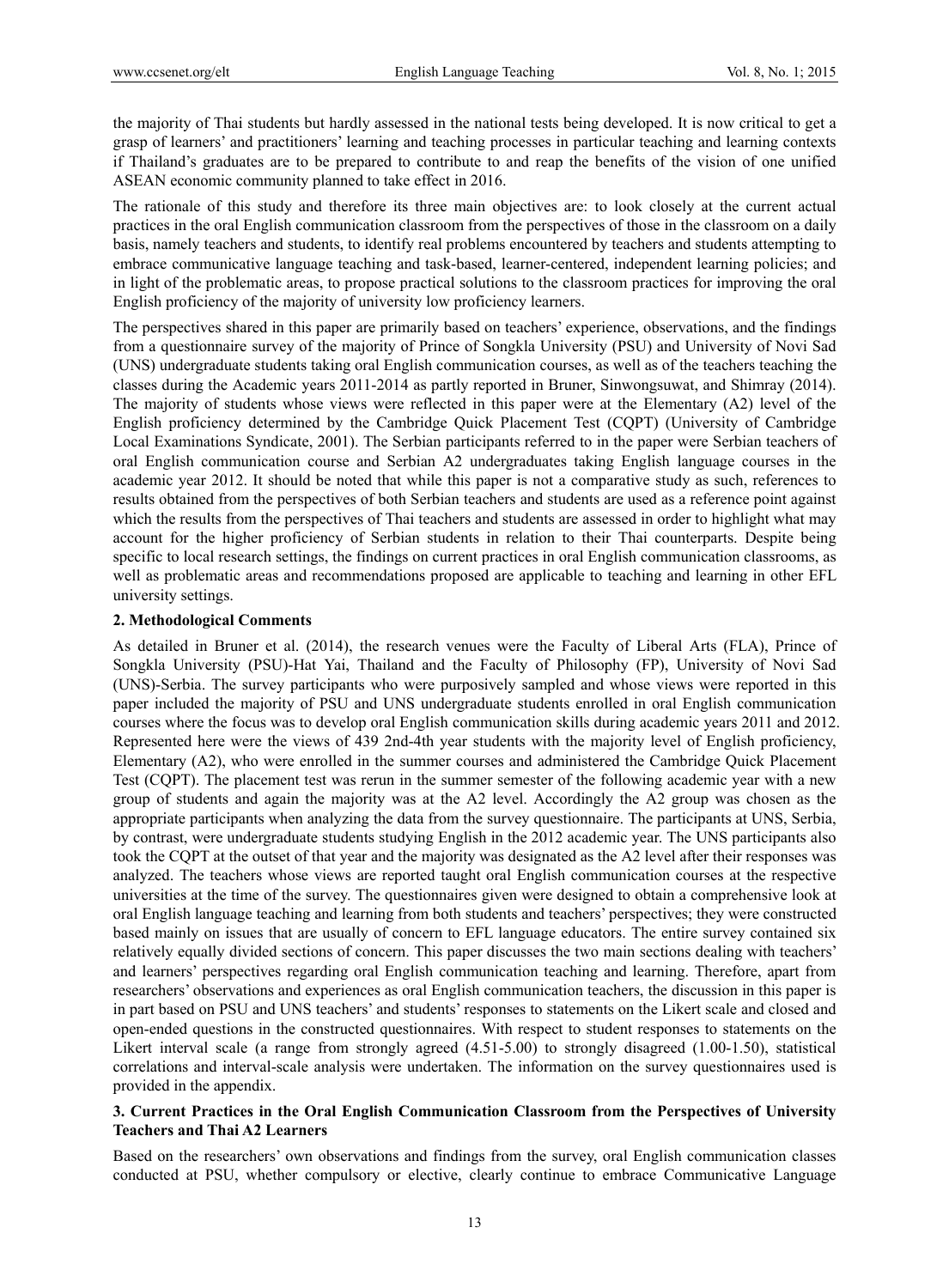the majority of Thai students but hardly assessed in the national tests being developed. It is now critical to get a grasp of learners' and practitioners' learning and teaching processes in particular teaching and learning contexts if Thailand's graduates are to be prepared to contribute to and reap the benefits of the vision of one unified ASEAN economic community planned to take effect in 2016.

The rationale of this study and therefore its three main objectives are: to look closely at the current actual practices in the oral English communication classroom from the perspectives of those in the classroom on a daily basis, namely teachers and students, to identify real problems encountered by teachers and students attempting to embrace communicative language teaching and task-based, learner-centered, independent learning policies; and in light of the problematic areas, to propose practical solutions to the classroom practices for improving the oral English proficiency of the majority of university low proficiency learners.

The perspectives shared in this paper are primarily based on teachers' experience, observations, and the findings from a questionnaire survey of the majority of Prince of Songkla University (PSU) and University of Novi Sad (UNS) undergraduate students taking oral English communication courses, as well as of the teachers teaching the classes during the Academic years 2011-2014 as partly reported in Bruner, Sinwongsuwat, and Shimray (2014). The majority of students whose views were reflected in this paper were at the Elementary (A2) level of the English proficiency determined by the Cambridge Quick Placement Test (CQPT) (University of Cambridge Local Examinations Syndicate, 2001). The Serbian participants referred to in the paper were Serbian teachers of oral English communication course and Serbian A2 undergraduates taking English language courses in the academic year 2012. It should be noted that while this paper is not a comparative study as such, references to results obtained from the perspectives of both Serbian teachers and students are used as a reference point against which the results from the perspectives of Thai teachers and students are assessed in order to highlight what may account for the higher proficiency of Serbian students in relation to their Thai counterparts. Despite being specific to local research settings, the findings on current practices in oral English communication classrooms, as well as problematic areas and recommendations proposed are applicable to teaching and learning in other EFL university settings.

## 2. Methodological Comments

As detailed in Bruner et al. (2014), the research venues were the Faculty of Liberal Arts (FLA), Prince of Songkla University (PSU)-Hat Yai, Thailand and the Faculty of Philosophy (FP), University of Novi Sad (UNS)-Serbia. The survey participants who were purposively sampled and whose views were reported in this paper included the majority of PSU and UNS undergraduate students enrolled in oral English communication courses where the focus was to develop oral English communication skills during academic years 2011 and 2012. Represented here were the views of 439 2nd-4th year students with the majority level of English proficiency, Elementary (A2), who were enrolled in the summer courses and administered the Cambridge Quick Placement Test (CQPT). The placement test was rerun in the summer semester of the following academic year with a new group of students and again the majority was at the A2 level. Accordingly the A2 group was chosen as the appropriate participants when analyzing the data from the survey questionnaire. The participants at UNS, Serbia, by contrast, were undergraduate students studying English in the 2012 academic year. The UNS participants also took the CQPT at the outset of that year and the majority was designated as the A2 level after their responses was analyzed. The teachers whose views are reported taught oral English communication courses at the respective universities at the time of the survey. The questionnaires given were designed to obtain a comprehensive look at oral English language teaching and learning from both students and teachers' perspectives; they were constructed based mainly on issues that are usually of concern to EFL language educators. The entire survey contained six relatively equally divided sections of concern. This paper discusses the two main sections dealing with teachers' and learners' perspectives regarding oral English communication teaching and learning. Therefore, apart from researchers' observations and experiences as oral English communication teachers, the discussion in this paper is in part based on PSU and UNS teachers' and students' responses to statements on the Likert scale and closed and open-ended questions in the constructed questionnaires. With respect to student responses to statements on the Likert interval scale (a range from strongly agreed (4.51-5.00) to strongly disagreed (1.00-1.50), statistical correlations and interval-scale analysis were undertaken. The information on the survey questionnaires used is provided in the appendix.

## 3. Current Practices in the Oral English Communication Classroom from the Perspectives of University Teachers and Thai A2 Learners

Based on the researchers' own observations and findings from the survey, oral English communication classes conducted at PSU, whether compulsory or elective, clearly continue to embrace Communicative Language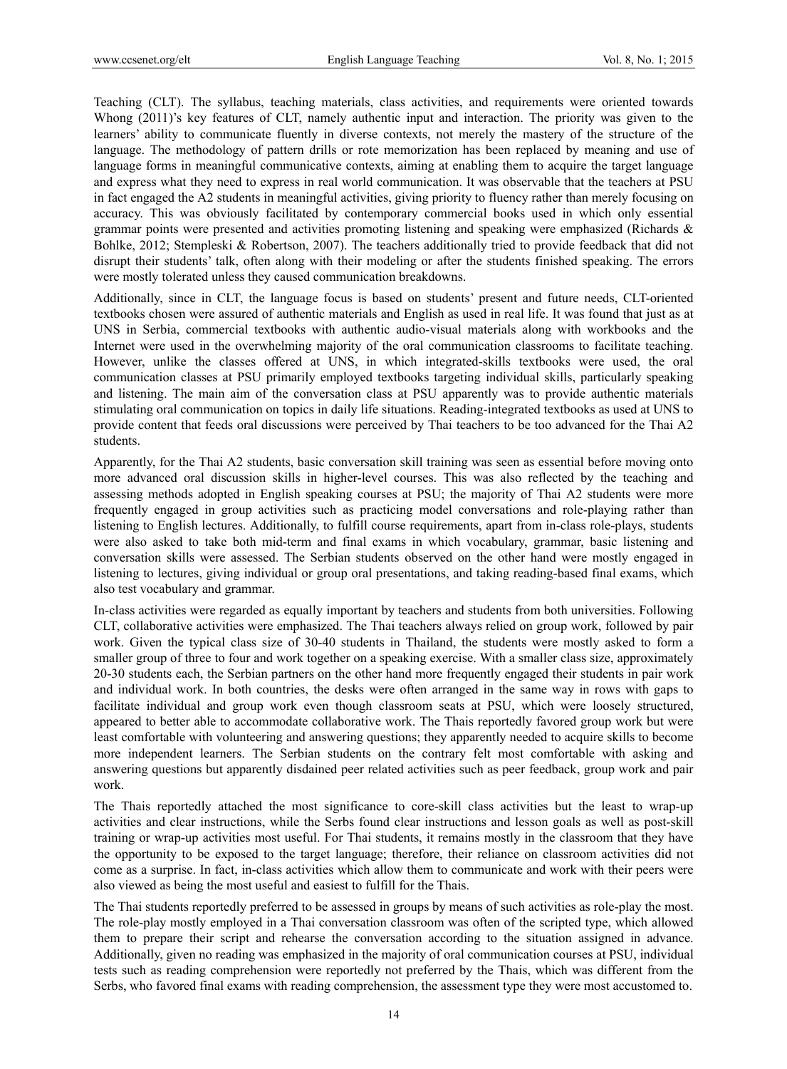Teaching (CLT). The syllabus, teaching materials, class activities, and requirements were oriented towards Whong (2011)'s key features of CLT, namely authentic input and interaction. The priority was given to the learners' ability to communicate fluently in diverse contexts, not merely the mastery of the structure of the language. The methodology of pattern drills or rote memorization has been replaced by meaning and use of language forms in meaningful communicative contexts, aiming at enabling them to acquire the target language and express what they need to express in real world communication. It was observable that the teachers at PSU in fact engaged the A2 students in meaningful activities, giving priority to fluency rather than merely focusing on accuracy. This was obviously facilitated by contemporary commercial books used in which only essential grammar points were presented and activities promoting listening and speaking were emphasized (Richards & Bohlke, 2012; Stempleski & Robertson, 2007). The teachers additionally tried to provide feedback that did not disrupt their students' talk, often along with their modeling or after the students finished speaking. The errors were mostly tolerated unless they caused communication breakdowns.

Additionally, since in CLT, the language focus is based on students' present and future needs, CLT-oriented textbooks chosen were assured of authentic materials and English as used in real life. It was found that just as at UNS in Serbia, commercial textbooks with authentic audio-visual materials along with workbooks and the Internet were used in the overwhelming majority of the oral communication classrooms to facilitate teaching. However, unlike the classes offered at UNS, in which integrated-skills textbooks were used, the oral communication classes at PSU primarily employed textbooks targeting individual skills, particularly speaking and listening. The main aim of the conversation class at PSU apparently was to provide authentic materials stimulating oral communication on topics in daily life situations. Reading-integrated textbooks as used at UNS to provide content that feeds oral discussions were perceived by Thai teachers to be too advanced for the Thai A2 students.

Apparently, for the Thai A2 students, basic conversation skill training was seen as essential before moving onto more advanced oral discussion skills in higher-level courses. This was also reflected by the teaching and assessing methods adopted in English speaking courses at PSU; the majority of Thai A2 students were more frequently engaged in group activities such as practicing model conversations and role-playing rather than listening to English lectures. Additionally, to fulfill course requirements, apart from in-class role-plays, students were also asked to take both mid-term and final exams in which vocabulary, grammar, basic listening and conversation skills were assessed. The Serbian students observed on the other hand were mostly engaged in listening to lectures, giving individual or group oral presentations, and taking reading-based final exams, which also test vocabulary and grammar.

In-class activities were regarded as equally important by teachers and students from both universities. Following CLT, collaborative activities were emphasized. The Thai teachers always relied on group work, followed by pair work. Given the typical class size of 30-40 students in Thailand, the students were mostly asked to form a smaller group of three to four and work together on a speaking exercise. With a smaller class size, approximately 20-30 students each, the Serbian partners on the other hand more frequently engaged their students in pair work and individual work. In both countries, the desks were often arranged in the same way in rows with gaps to facilitate individual and group work even though classroom seats at PSU, which were loosely structured, appeared to better able to accommodate collaborative work. The Thais reportedly favored group work but were least comfortable with volunteering and answering questions; they apparently needed to acquire skills to become more independent learners. The Serbian students on the contrary felt most comfortable with asking and answering questions but apparently disdained peer related activities such as peer feedback, group work and pair work.

The Thais reportedly attached the most significance to core-skill class activities but the least to wrap-up activities and clear instructions, while the Serbs found clear instructions and lesson goals as well as post-skill training or wrap-up activities most useful. For Thai students, it remains mostly in the classroom that they have the opportunity to be exposed to the target language; therefore, their reliance on classroom activities did not come as a surprise. In fact, in-class activities which allow them to communicate and work with their peers were also viewed as being the most useful and easiest to fulfill for the Thais.

The Thai students reportedly preferred to be assessed in groups by means of such activities as role-play the most. The role-play mostly employed in a Thai conversation classroom was often of the scripted type, which allowed them to prepare their script and rehearse the conversation according to the situation assigned in advance. Additionally, given no reading was emphasized in the majority of oral communication courses at PSU, individual tests such as reading comprehension were reportedly not preferred by the Thais, which was different from the Serbs, who favored final exams with reading comprehension, the assessment type they were most accustomed to.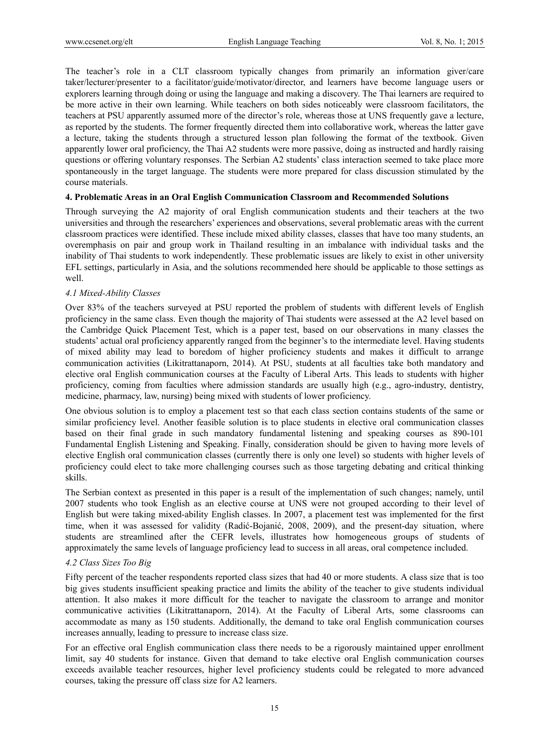The teacher's role in a CLT classroom typically changes from primarily an information giver/care taker/lecturer/presenter to a facilitator/guide/motivator/director, and learners have become language users or explorers learning through doing or using the language and making a discovery. The Thai learners are required to be more active in their own learning. While teachers on both sides noticeably were classroom facilitators, the teachers at PSU apparently assumed more of the director's role, whereas those at UNS frequently gave a lecture, as reported by the students. The former frequently directed them into collaborative work, whereas the latter gave a lecture, taking the students through a structured lesson plan following the format of the textbook. Given apparently lower oral proficiency, the Thai A2 students were more passive, doing as instructed and hardly raising questions or offering voluntary responses. The Serbian A2 students' class interaction seemed to take place more spontaneously in the target language. The students were more prepared for class discussion stimulated by the course materials.

## 4. Problematic Areas in an Oral English Communication Classroom and Recommended Solutions

Through surveying the A2 majority of oral English communication students and their teachers at the two universities and through the researchers' experiences and observations, several problematic areas with the current classroom practices were identified. These include mixed ability classes, classes that have too many students, an overemphasis on pair and group work in Thailand resulting in an imbalance with individual tasks and the inability of Thai students to work independently. These problematic issues are likely to exist in other university EFL settings, particularly in Asia, and the solutions recommended here should be applicable to those settings as well.

### *4.1 Mixed-Ability Classes*

Over 83% of the teachers surveyed at PSU reported the problem of students with different levels of English proficiency in the same class. Even though the majority of Thai students were assessed at the A2 level based on the Cambridge Quick Placement Test, which is a paper test, based on our observations in many classes the students' actual oral proficiency apparently ranged from the beginner's to the intermediate level. Having students of mixed ability may lead to boredom of higher proficiency students and makes it difficult to arrange communication activities (Likitrattanaporn, 2014). At PSU, students at all faculties take both mandatory and elective oral English communication courses at the Faculty of Liberal Arts. This leads to students with higher proficiency, coming from faculties where admission standards are usually high (e.g., agro-industry, dentistry, medicine, pharmacy, law, nursing) being mixed with students of lower proficiency.

One obvious solution is to employ a placement test so that each class section contains students of the same or similar proficiency level. Another feasible solution is to place students in elective oral communication classes based on their final grade in such mandatory fundamental listening and speaking courses as 890-101 Fundamental English Listening and Speaking. Finally, consideration should be given to having more levels of elective English oral communication classes (currently there is only one level) so students with higher levels of proficiency could elect to take more challenging courses such as those targeting debating and critical thinking skills.

The Serbian context as presented in this paper is a result of the implementation of such changes; namely, until 2007 students who took English as an elective course at UNS were not grouped according to their level of English but were taking mixed-ability English classes. In 2007, a placement test was implemented for the first time, when it was assessed for validity (Radić-Bojanić, 2008, 2009), and the present-day situation, where students are streamlined after the CEFR levels, illustrates how homogeneous groups of students of approximately the same levels of language proficiency lead to success in all areas, oral competence included.

### *4.2 Class Sizes Too Big*

Fifty percent of the teacher respondents reported class sizes that had 40 or more students. A class size that is too big gives students insufficient speaking practice and limits the ability of the teacher to give students individual attention. It also makes it more difficult for the teacher to navigate the classroom to arrange and monitor communicative activities (Likitrattanaporn, 2014). At the Faculty of Liberal Arts, some classrooms can accommodate as many as 150 students. Additionally, the demand to take oral English communication courses increases annually, leading to pressure to increase class size.

For an effective oral English communication class there needs to be a rigorously maintained upper enrollment limit, say 40 students for instance. Given that demand to take elective oral English communication courses exceeds available teacher resources, higher level proficiency students could be relegated to more advanced courses, taking the pressure off class size for A2 learners.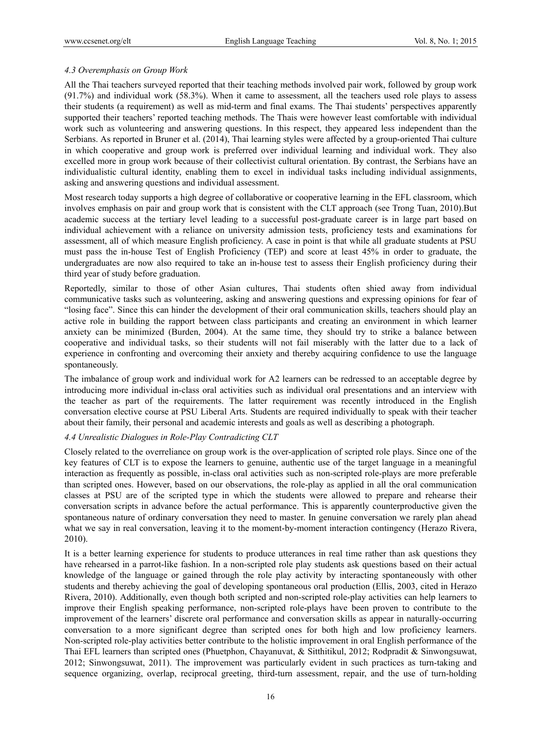### *4.3 Overemphasis on Group Work*

All the Thai teachers surveyed reported that their teaching methods involved pair work, followed by group work (91.7%) and individual work (58.3%). When it came to assessment, all the teachers used role plays to assess their students (a requirement) as well as mid-term and final exams. The Thai students' perspectives apparently supported their teachers' reported teaching methods. The Thais were however least comfortable with individual work such as volunteering and answering questions. In this respect, they appeared less independent than the Serbians. As reported in Bruner et al. (2014), Thai learning styles were affected by a group-oriented Thai culture in which cooperative and group work is preferred over individual learning and individual work. They also excelled more in group work because of their collectivist cultural orientation. By contrast, the Serbians have an individualistic cultural identity, enabling them to excel in individual tasks including individual assignments, asking and answering questions and individual assessment.

Most research today supports a high degree of collaborative or cooperative learning in the EFL classroom, which involves emphasis on pair and group work that is consistent with the CLT approach (see Trong Tuan, 2010).But academic success at the tertiary level leading to a successful post-graduate career is in large part based on individual achievement with a reliance on university admission tests, proficiency tests and examinations for assessment, all of which measure English proficiency. A case in point is that while all graduate students at PSU must pass the in-house Test of English Proficiency (TEP) and score at least 45% in order to graduate, the undergraduates are now also required to take an in-house test to assess their English proficiency during their third year of study before graduation.

Reportedly, similar to those of other Asian cultures, Thai students often shied away from individual communicative tasks such as volunteering, asking and answering questions and expressing opinions for fear of "losing face". Since this can hinder the development of their oral communication skills, teachers should play an active role in building the rapport between class participants and creating an environment in which learner anxiety can be minimized (Burden, 2004). At the same time, they should try to strike a balance between cooperative and individual tasks, so their students will not fail miserably with the latter due to a lack of experience in confronting and overcoming their anxiety and thereby acquiring confidence to use the language spontaneously.

The imbalance of group work and individual work for A2 learners can be redressed to an acceptable degree by introducing more individual in-class oral activities such as individual oral presentations and an interview with the teacher as part of the requirements. The latter requirement was recently introduced in the English conversation elective course at PSU Liberal Arts. Students are required individually to speak with their teacher about their family, their personal and academic interests and goals as well as describing a photograph.

### *4.4 Unrealistic Dialogues in Role-Play Contradicting CLT*

Closely related to the overreliance on group work is the over-application of scripted role plays. Since one of the key features of CLT is to expose the learners to genuine, authentic use of the target language in a meaningful interaction as frequently as possible, in-class oral activities such as non-scripted role-plays are more preferable than scripted ones. However, based on our observations, the role-play as applied in all the oral communication classes at PSU are of the scripted type in which the students were allowed to prepare and rehearse their conversation scripts in advance before the actual performance. This is apparently counterproductive given the spontaneous nature of ordinary conversation they need to master. In genuine conversation we rarely plan ahead what we say in real conversation, leaving it to the moment-by-moment interaction contingency (Herazo Rivera, 2010).

It is a better learning experience for students to produce utterances in real time rather than ask questions they have rehearsed in a parrot-like fashion. In a non-scripted role play students ask questions based on their actual knowledge of the language or gained through the role play activity by interacting spontaneously with other students and thereby achieving the goal of developing spontaneous oral production (Ellis, 2003, cited in Herazo Rivera, 2010). Additionally, even though both scripted and non-scripted role-play activities can help learners to improve their English speaking performance, non-scripted role-plays have been proven to contribute to the improvement of the learners' discrete oral performance and conversation skills as appear in naturally-occurring conversation to a more significant degree than scripted ones for both high and low proficiency learners. Non-scripted role-play activities better contribute to the holistic improvement in oral English performance of the Thai EFL learners than scripted ones (Phuetphon, Chayanuvat, & Sitthitikul, 2012; Rodpradit & Sinwongsuwat, 2012; Sinwongsuwat, 2011). The improvement was particularly evident in such practices as turn-taking and sequence organizing, overlap, reciprocal greeting, third-turn assessment, repair, and the use of turn-holding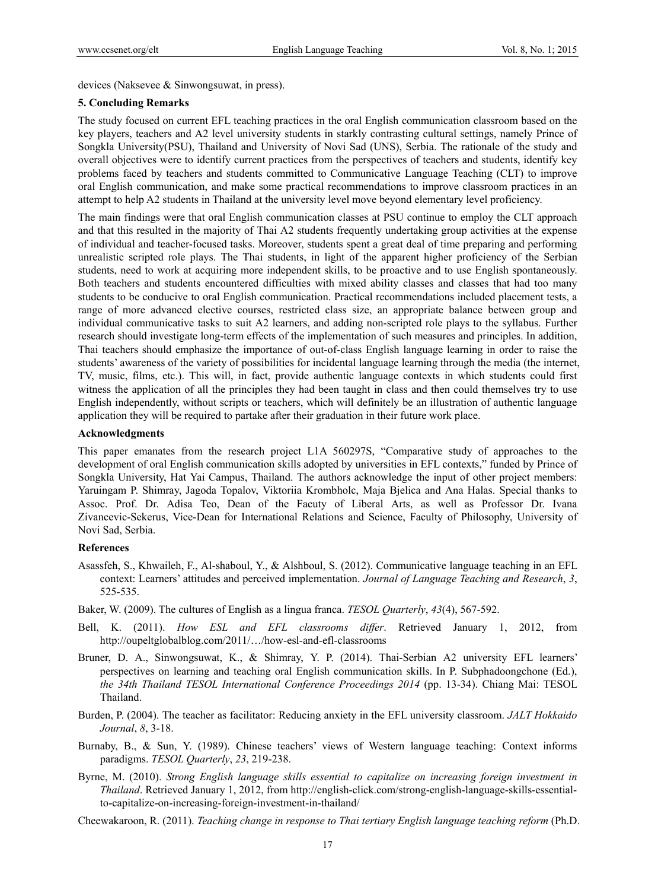devices (Naksevee & Sinwongsuwat, in press).

## 5. Concluding Remarks

The study focused on current EFL teaching practices in the oral English communication classroom based on the key players, teachers and A2 level university students in starkly contrasting cultural settings, namely Prince of Songkla University(PSU), Thailand and University of Novi Sad (UNS), Serbia. The rationale of the study and overall objectives were to identify current practices from the perspectives of teachers and students, identify key problems faced by teachers and students committed to Communicative Language Teaching (CLT) to improve oral English communication, and make some practical recommendations to improve classroom practices in an attempt to help A2 students in Thailand at the university level move beyond elementary level proficiency.

The main findings were that oral English communication classes at PSU continue to employ the CLT approach and that this resulted in the majority of Thai A2 students frequently undertaking group activities at the expense of individual and teacher-focused tasks. Moreover, students spent a great deal of time preparing and performing unrealistic scripted role plays. The Thai students, in light of the apparent higher proficiency of the Serbian students, need to work at acquiring more independent skills, to be proactive and to use English spontaneously. Both teachers and students encountered difficulties with mixed ability classes and classes that had too many students to be conducive to oral English communication. Practical recommendations included placement tests, a range of more advanced elective courses, restricted class size, an appropriate balance between group and individual communicative tasks to suit A2 learners, and adding non-scripted role plays to the syllabus. Further research should investigate long-term effects of the implementation of such measures and principles. In addition, Thai teachers should emphasize the importance of out-of-class English language learning in order to raise the students' awareness of the variety of possibilities for incidental language learning through the media (the internet, TV, music, films, etc.). This will, in fact, provide authentic language contexts in which students could first witness the application of all the principles they had been taught in class and then could themselves try to use English independently, without scripts or teachers, which will definitely be an illustration of authentic language application they will be required to partake after their graduation in their future work place.

### Acknowledgments

This paper emanates from the research project L1A 560297S, "Comparative study of approaches to the development of oral English communication skills adopted by universities in EFL contexts," funded by Prince of Songkla University, Hat Yai Campus, Thailand. The authors acknowledge the input of other project members: Yaruingam P. Shimray, Jagoda Topalov, Viktoriia Krombholc, Maja Bjelica and Ana Halas. Special thanks to Assoc. Prof. Dr. Adisa Teo, Dean of the Facuty of Liberal Arts, as well as Professor Dr. Ivana Zivancevic-Sekerus, Vice-Dean for International Relations and Science, Faculty of Philosophy, University of Novi Sad, Serbia.

### References

Asassfeh, S., Khwaileh, F., Al-shaboul, Y., & Alshboul, S. (2012). Communicative language teaching in an EFL context: Learners' attitudes and perceived implementation. *Journal of Language Teaching and Research*, *3*, 525-535.

Baker, W. (2009). The cultures of English as a lingua franca. *TESOL Quarterly*, *43*(4), 567-592.

Bell, K. (2011). *How ESL and EFL classrooms differ*. Retrieved January 1, 2012, from http://oupeltglobalblog.com/2011/…/how-esl-and-efl-classrooms

Bruner, D. A., Sinwongsuwat, K., & Shimray, Y. P. (2014). Thai-Serbian A2 university EFL learners' perspectives on learning and teaching oral English communication skills. In P. Subphadoongchone (Ed.), *the 34th Thailand TESOL International Conference Proceedings 2014* (pp. 13-34). Chiang Mai: TESOL Thailand.

Burden, P. (2004). The teacher as facilitator: Reducing anxiety in the EFL university classroom. *JALT Hokkaido Journal*, *8*, 3-18.

Burnaby, B., & Sun, Y. (1989). Chinese teachers' views of Western language teaching: Context informs paradigms. *TESOL Quarterly*, *23*, 219-238.

Byrne, M. (2010). *Strong English language skills essential to capitalize on increasing foreign investment in Thailand*. Retrieved January 1, 2012, from http://english-click.com/strong-english-language-skills-essential-to-capitalize-on-increasing-foreign-investment-in-thailand/

Cheewakaroon, R. (2011). *Teaching change in response to Thai tertiary English language teaching reform* (Ph.D.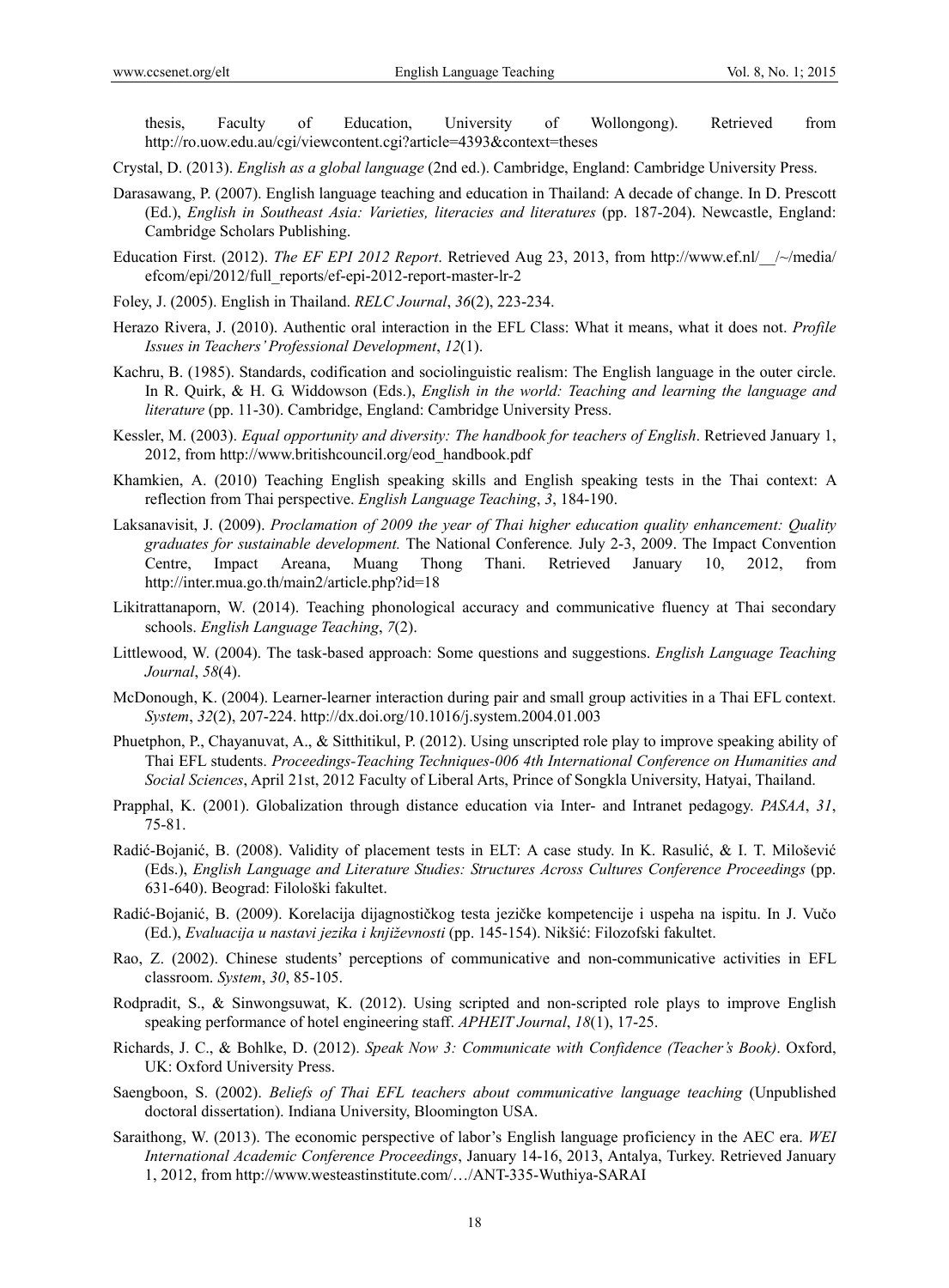thesis, Faculty of Education, University of Wollongong). Retrieved from http://ro.uow.edu.au/cgi/viewcontent.cgi?article=4393&context=theses

Crystal, D. (2013). *English as a global language* (2nd ed.). Cambridge, England: Cambridge University Press.

Darasawang, P. (2007). English language teaching and education in Thailand: A decade of change. In D. Prescott (Ed.), *English in Southeast Asia: Varieties, literacies and literatures* (pp. 187-204). Newcastle, England: Cambridge Scholars Publishing.

Education First. (2012). *The EF EPI 2012 Report*. Retrieved Aug 23, 2013, from http://www.ef.nl/__/~/media/efcom/epi/2012/full_reports/ef-epi-2012-report-master-lr-2

Foley, J. (2005). English in Thailand. *RELC Journal*, *36*(2), 223-234.

Herazo Rivera, J. (2010). Authentic oral interaction in the EFL Class: What it means, what it does not. *Profile Issues in Teachers' Professional Development*, *12*(1).

Kachru, B. (1985). Standards, codification and sociolinguistic realism: The English language in the outer circle. In R. Quirk, & H. G. Widdowson (Eds.), *English in the world: Teaching and learning the language and literature* (pp. 11-30). Cambridge, England: Cambridge University Press.

Kessler, M. (2003). *Equal opportunity and diversity: The handbook for teachers of English*. Retrieved January 1, 2012, from http://www.britishcouncil.org/eod_handbook.pdf

Khamkien, A. (2010) Teaching English speaking skills and English speaking tests in the Thai context: A reflection from Thai perspective. *English Language Teaching*, *3*, 184-190.

Laksanavisit, J. (2009). *Proclamation of 2009 the year of Thai higher education quality enhancement: Quality graduates for sustainable development.* The National Conference*.* July 2-3, 2009. The Impact Convention Centre, Impact Areana, Muang Thong Thani. Retrieved January 10, 2012, from http://inter.mua.go.th/main2/article.php?id=18

Likitrattanaporn, W. (2014). Teaching phonological accuracy and communicative fluency at Thai secondary schools. *English Language Teaching*, *7*(2).

Littlewood, W. (2004). The task-based approach: Some questions and suggestions. *English Language Teaching Journal*, *58*(4).

McDonough, K. (2004). Learner-learner interaction during pair and small group activities in a Thai EFL context. *System*, *32*(2), 207-224. http://dx.doi.org/10.1016/j.system.2004.01.003

Phuetphon, P., Chayanuvat, A., & Sitthitikul, P. (2012). Using unscripted role play to improve speaking ability of Thai EFL students. *Proceedings-Teaching Techniques-006 4th International Conference on Humanities and Social Sciences*, April 21st, 2012 Faculty of Liberal Arts, Prince of Songkla University, Hatyai, Thailand.

Prapphal, K. (2001). Globalization through distance education via Inter- and Intranet pedagogy. *PASAA*, *31*, 75-81.

Radić-Bojanić, B. (2008). Validity of placement tests in ELT: A case study. In K. Rasulić, & I. T. Milošević (Eds.), *English Language and Literature Studies: Structures Across Cultures Conference Proceedings* (pp. 631-640). Beograd: Filološki fakultet.

Radić-Bojanić, B. (2009). Korelacija dijagnostičkog testa jezičke kompetencije i uspeha na ispitu. In J. Vučo (Ed.), *Evaluacija u nastavi jezika i književnosti* (pp. 145-154). Nikšić: Filozofski fakultet.

Rao, Z. (2002). Chinese students' perceptions of communicative and non-communicative activities in EFL classroom. *System*, *30*, 85-105.

Rodpradit, S., & Sinwongsuwat, K. (2012). Using scripted and non-scripted role plays to improve English speaking performance of hotel engineering staff. *APHEIT Journal*, *18*(1), 17-25.

Richards, J. C., & Bohlke, D. (2012). *Speak Now 3: Communicate with Confidence (Teacher's Book)*. Oxford, UK: Oxford University Press.

Saengboon, S. (2002). *Beliefs of Thai EFL teachers about communicative language teaching* (Unpublished doctoral dissertation). Indiana University, Bloomington USA.

Saraithong, W. (2013). The economic perspective of labor's English language proficiency in the AEC era. *WEI International Academic Conference Proceedings*, January 14-16, 2013, Antalya, Turkey. Retrieved January 1, 2012, from http://www.westeastinstitute.com/…/ANT-335-Wuthiya-SARAI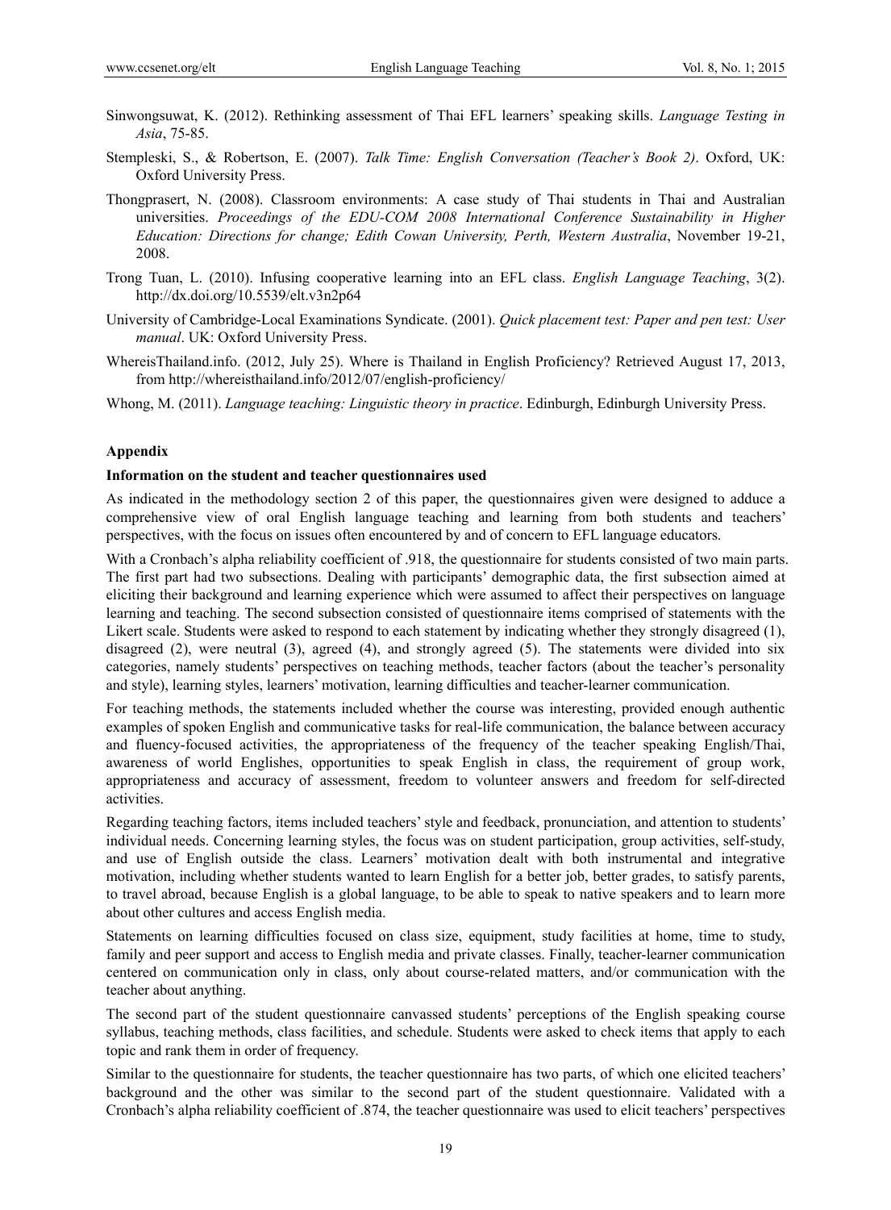Sinwongsuwat, K. (2012). Rethinking assessment of Thai EFL learners' speaking skills. *Language Testing in Asia*, 75-85.

Stempleski, S., & Robertson, E. (2007). *Talk Time: English Conversation (Teacher's Book 2)*. Oxford, UK: Oxford University Press.

Thongprasert, N. (2008). Classroom environments: A case study of Thai students in Thai and Australian universities. *Proceedings of the EDU-COM 2008 International Conference Sustainability in Higher Education: Directions for change; Edith Cowan University, Perth, Western Australia*, November 19-21, 2008.

Trong Tuan, L. (2010). Infusing cooperative learning into an EFL class. *English Language Teaching*, 3(2). http://dx.doi.org/10.5539/elt.v3n2p64

University of Cambridge-Local Examinations Syndicate. (2001). *Quick placement test: Paper and pen test: User manual*. UK: Oxford University Press.

WhereisThailand.info. (2012, July 25). Where is Thailand in English Proficiency? Retrieved August 17, 2013, from http://whereisthailand.info/2012/07/english-proficiency/

Whong, M. (2011). *Language teaching: Linguistic theory in practice*. Edinburgh, Edinburgh University Press.

## Appendix

### Information on the student and teacher questionnaires used

As indicated in the methodology section 2 of this paper, the questionnaires given were designed to adduce a comprehensive view of oral English language teaching and learning from both students and teachers' perspectives, with the focus on issues often encountered by and of concern to EFL language educators.

With a Cronbach's alpha reliability coefficient of .918, the questionnaire for students consisted of two main parts. The first part had two subsections. Dealing with participants' demographic data, the first subsection aimed at eliciting their background and learning experience which were assumed to affect their perspectives on language learning and teaching. The second subsection consisted of questionnaire items comprised of statements with the Likert scale. Students were asked to respond to each statement by indicating whether they strongly disagreed (1), disagreed (2), were neutral (3), agreed (4), and strongly agreed (5). The statements were divided into six categories, namely students' perspectives on teaching methods, teacher factors (about the teacher's personality and style), learning styles, learners' motivation, learning difficulties and teacher-learner communication.

For teaching methods, the statements included whether the course was interesting, provided enough authentic examples of spoken English and communicative tasks for real-life communication, the balance between accuracy and fluency-focused activities, the appropriateness of the frequency of the teacher speaking English/Thai, awareness of world Englishes, opportunities to speak English in class, the requirement of group work, appropriateness and accuracy of assessment, freedom to volunteer answers and freedom for self-directed activities.

Regarding teaching factors, items included teachers' style and feedback, pronunciation, and attention to students' individual needs. Concerning learning styles, the focus was on student participation, group activities, self-study, and use of English outside the class. Learners' motivation dealt with both instrumental and integrative motivation, including whether students wanted to learn English for a better job, better grades, to satisfy parents, to travel abroad, because English is a global language, to be able to speak to native speakers and to learn more about other cultures and access English media.

Statements on learning difficulties focused on class size, equipment, study facilities at home, time to study, family and peer support and access to English media and private classes. Finally, teacher-learner communication centered on communication only in class, only about course-related matters, and/or communication with the teacher about anything.

The second part of the student questionnaire canvassed students' perceptions of the English speaking course syllabus, teaching methods, class facilities, and schedule. Students were asked to check items that apply to each topic and rank them in order of frequency.

Similar to the questionnaire for students, the teacher questionnaire has two parts, of which one elicited teachers' background and the other was similar to the second part of the student questionnaire. Validated with a Cronbach's alpha reliability coefficient of .874, the teacher questionnaire was used to elicit teachers' perspectives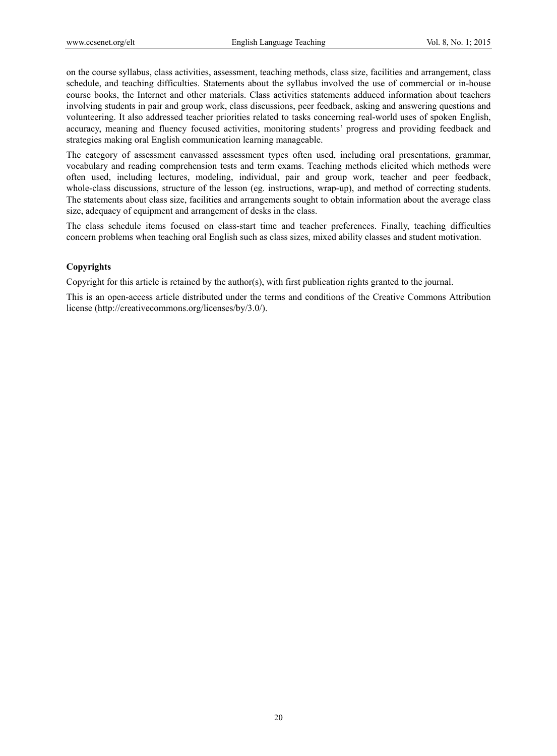on the course syllabus, class activities, assessment, teaching methods, class size, facilities and arrangement, class schedule, and teaching difficulties. Statements about the syllabus involved the use of commercial or in-house course books, the Internet and other materials. Class activities statements adduced information about teachers involving students in pair and group work, class discussions, peer feedback, asking and answering questions and volunteering. It also addressed teacher priorities related to tasks concerning real-world uses of spoken English, accuracy, meaning and fluency focused activities, monitoring students' progress and providing feedback and strategies making oral English communication learning manageable.

The category of assessment canvassed assessment types often used, including oral presentations, grammar, vocabulary and reading comprehension tests and term exams. Teaching methods elicited which methods were often used, including lectures, modeling, individual, pair and group work, teacher and peer feedback, whole-class discussions, structure of the lesson (eg. instructions, wrap-up), and method of correcting students. The statements about class size, facilities and arrangements sought to obtain information about the average class size, adequacy of equipment and arrangement of desks in the class.

The class schedule items focused on class-start time and teacher preferences. Finally, teaching difficulties concern problems when teaching oral English such as class sizes, mixed ability classes and student motivation.

## Copyrights

Copyright for this article is retained by the author(s), with first publication rights granted to the journal.

This is an open-access article distributed under the terms and conditions of the Creative Commons Attribution license (http://creativecommons.org/licenses/by/3.0/).